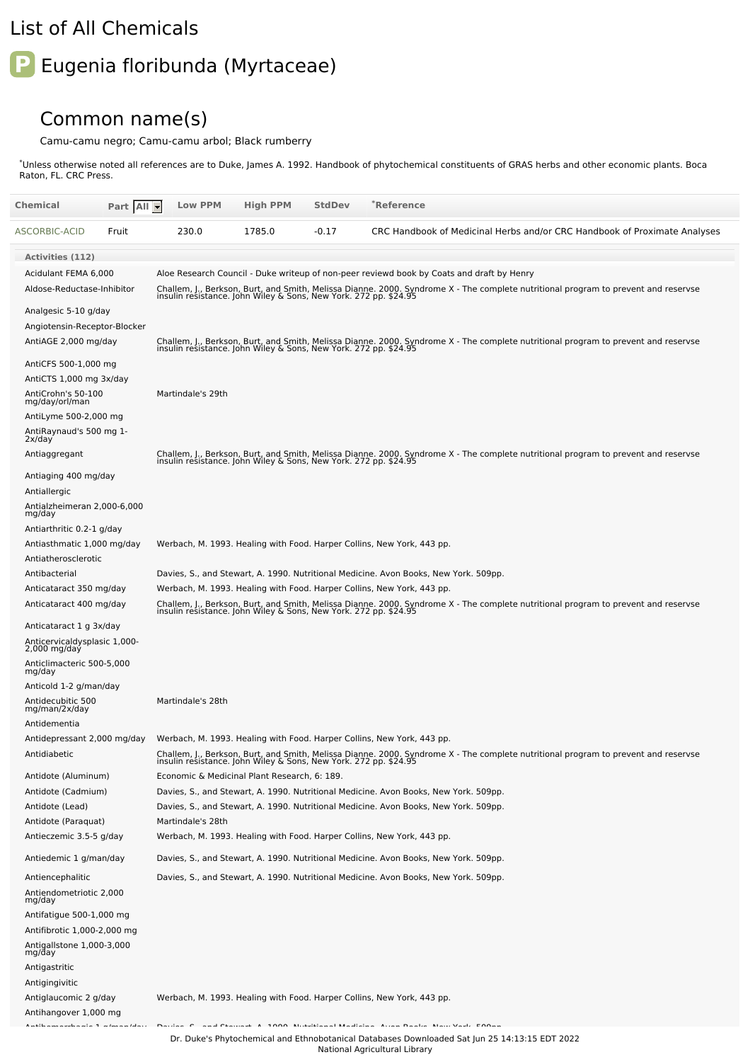# List of All Chemicals

## Eugenia floribunda (Myrtaceae)

### Common name(s)

Camu-camu negro; Camu-camu arbol; Black rumberry

*Unless otherwise noted all references are to Duke, James A. 1992. Handbook of phytochemical constituents of GRAS herbs and other economic plants. Boca Raton, FL. CRC Press.

| Chemical | Part | Low PPM | High PPM | StdDev | *Reference |
|---|---|---|---|---|---|
| ASCORBIC-ACID | Fruit | 230.0 | 1785.0 | -0.17 | CRC Handbook of Medicinal Herbs and/or CRC Handbook of Proximate Analyses |

| Activities (112) | |
|---|---|
| Acidulant FEMA 6,000 | Aloe Research Council - Duke writeup of non-peer reviewd book by Coats and draft by Henry |
| Aldose-Reductase-Inhibitor | Challem, J., Berkson, Burt, and Smith, Melissa Dianne. 2000. Syndrome X - The complete nutritional program to prevent and reservse insulin resistance. John Wiley & Sons, New York. 272 pp. $24.95 |
| Analgesic 5-10 g/day | |
| Angiotensin-Receptor-Blocker | |
| AntiAGE 2,000 mg/day | Challem, J., Berkson, Burt, and Smith, Melissa Dianne. 2000. Syndrome X - The complete nutritional program to prevent and reservse insulin resistance. John Wiley & Sons, New York. 272 pp. $24.95 |
| AntiCFS 500-1,000 mg | |
| AntiCTS 1,000 mg 3x/day | |
| AntiCrohn's 50-100 mg/day/orl/man | Martindale's 29th |
| AntiLyme 500-2,000 mg | |
| AntiRaynaud's 500 mg 1-2x/day | |
| Antiaggregant | Challem, J., Berkson, Burt, and Smith, Melissa Dianne. 2000. Syndrome X - The complete nutritional program to prevent and reservse insulin resistance. John Wiley & Sons, New York. 272 pp. $24.95 |
| Antiaging 400 mg/day | |
| Antiallergic | |
| Antialzheimeran 2,000-6,000 mg/day | |
| Antiarthritic 0.2-1 g/day | |
| Antiasthmatic 1,000 mg/day | Werbach, M. 1993. Healing with Food. Harper Collins, New York, 443 pp. |
| Antiatherosclerotic | |
| Antibacterial | Davies, S., and Stewart, A. 1990. Nutritional Medicine. Avon Books, New York. 509pp. |
| Anticataract 350 mg/day | Werbach, M. 1993. Healing with Food. Harper Collins, New York, 443 pp. |
| Anticataract 400 mg/day | Challem, J., Berkson, Burt, and Smith, Melissa Dianne. 2000. Syndrome X - The complete nutritional program to prevent and reservse insulin resistance. John Wiley & Sons, New York. 272 pp. $24.95 |
| Anticataract 1 g 3x/day | |
| Anticervicaldysplasic 1,000-2,000 mg/day | |
| Anticlimacteric 500-5,000 mg/day | |
| Anticold 1-2 g/man/day | |
| Antidecubitic 500 mg/man/2x/day | Martindale's 28th |
| Antidementia | |
| Antidepressant 2,000 mg/day | Werbach, M. 1993. Healing with Food. Harper Collins, New York, 443 pp. |
| Antidiabetic | Challem, J., Berkson, Burt, and Smith, Melissa Dianne. 2000. Syndrome X - The complete nutritional program to prevent and reservse insulin resistance. John Wiley & Sons, New York. 272 pp. $24.95 |
| Antidote (Aluminum) | Economic & Medicinal Plant Research, 6: 189. |
| Antidote (Cadmium) | Davies, S., and Stewart, A. 1990. Nutritional Medicine. Avon Books, New York. 509pp. |
| Antidote (Lead) | Davies, S., and Stewart, A. 1990. Nutritional Medicine. Avon Books, New York. 509pp. |
| Antidote (Paraquat) | Martindale's 28th |
| Antieczemic 3.5-5 g/day | Werbach, M. 1993. Healing with Food. Harper Collins, New York, 443 pp. |
| Antiedemic 1 g/man/day | Davies, S., and Stewart, A. 1990. Nutritional Medicine. Avon Books, New York. 509pp. |
| Antiencephalitic | Davies, S., and Stewart, A. 1990. Nutritional Medicine. Avon Books, New York. 509pp. |
| Antiendometriotic 2,000 mg/day | |
| Antifatigue 500-1,000 mg | |
| Antifibrotic 1,000-2,000 mg | |
| Antigallstone 1,000-3,000 mg/day | |
| Antigastritic | |
| Antigingivitic | |
| Antiglaucomic 2 g/day | Werbach, M. 1993. Healing with Food. Harper Collins, New York, 443 pp. |
| Antihangover 1,000 mg | |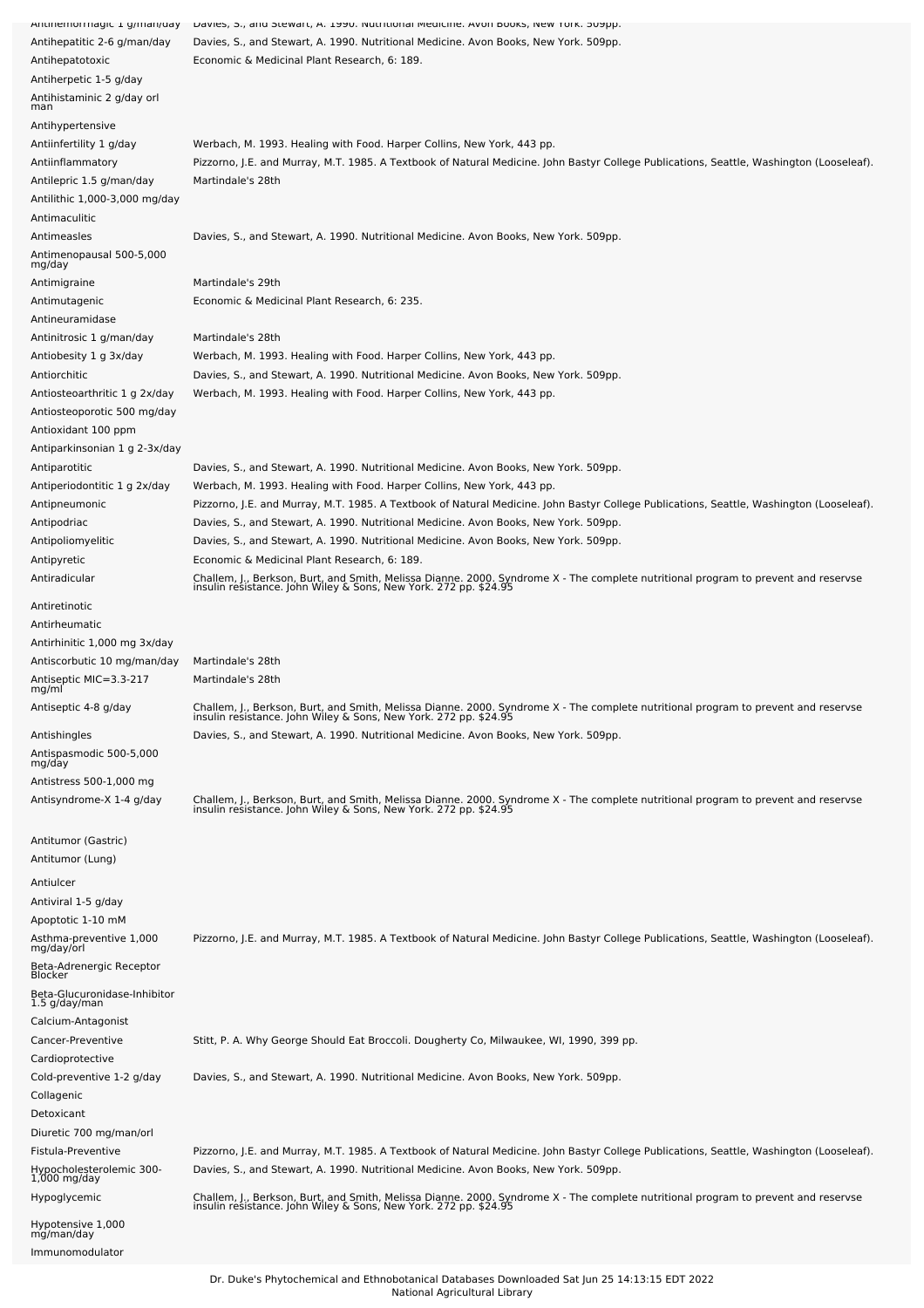| | |
|---|---|
| Antihemorrhagic 1 g/man/day | Davies, S., and Stewart, A. 1990. Nutritional Medicine. Avon Books, New York. 509pp. |
| Antihepatitic 2-6 g/man/day | Davies, S., and Stewart, A. 1990. Nutritional Medicine. Avon Books, New York. 509pp. |
| Antihepatotoxic | Economic & Medicinal Plant Research, 6: 189. |
| Antiherpetic 1-5 g/day | |
| Antihistaminic 2 g/day orl man | |
| Antihypertensive | |
| Antiinfertility 1 g/day | Werbach, M. 1993. Healing with Food. Harper Collins, New York, 443 pp. |
| Antiinflammatory | Pizzorno, J.E. and Murray, M.T. 1985. A Textbook of Natural Medicine. John Bastyr College Publications, Seattle, Washington (Looseleaf). |
| Antilepric 1.5 g/man/day | Martindale's 28th |
| Antilithic 1,000-3,000 mg/day | |
| Antimaculitic | |
| Antimeasles | Davies, S., and Stewart, A. 1990. Nutritional Medicine. Avon Books, New York. 509pp. |
| Antimenopausal 500-5,000 mg/day | |
| Antimigraine | Martindale's 29th |
| Antimutagenic | Economic & Medicinal Plant Research, 6: 235. |
| Antineuramidase | |
| Antinitrosic 1 g/man/day | Martindale's 28th |
| Antiobesity 1 g 3x/day | Werbach, M. 1993. Healing with Food. Harper Collins, New York, 443 pp. |
| Antiorchitic | Davies, S., and Stewart, A. 1990. Nutritional Medicine. Avon Books, New York. 509pp. |
| Antiosteoarthritic 1 g 2x/day | Werbach, M. 1993. Healing with Food. Harper Collins, New York, 443 pp. |
| Antiosteoporotic 500 mg/day | |
| Antioxidant 100 ppm | |
| Antiparkinsonian 1 g 2-3x/day | |
| Antiparotitic | Davies, S., and Stewart, A. 1990. Nutritional Medicine. Avon Books, New York. 509pp. |
| Antiperiodontitic 1 g 2x/day | Werbach, M. 1993. Healing with Food. Harper Collins, New York, 443 pp. |
| Antipneumonic | Pizzorno, J.E. and Murray, M.T. 1985. A Textbook of Natural Medicine. John Bastyr College Publications, Seattle, Washington (Looseleaf). |
| Antipodriac | Davies, S., and Stewart, A. 1990. Nutritional Medicine. Avon Books, New York. 509pp. |
| Antipoliomyelitic | Davies, S., and Stewart, A. 1990. Nutritional Medicine. Avon Books, New York. 509pp. |
| Antipyretic | Economic & Medicinal Plant Research, 6: 189. |
| Antiradicular | Challem, J., Berkson, Burt, and Smith, Melissa Dianne. 2000. Syndrome X - The complete nutritional program to prevent and reservse insulin resistance. John Wiley & Sons, New York. 272 pp. $24.95 |
| Antiretinotic | |
| Antirheumatic | |
| Antirhinitic 1,000 mg 3x/day | |
| Antiscorbutic 10 mg/man/day | Martindale's 28th |
| Antiseptic MIC=3.3-217 mg/ml | Martindale's 28th |
| Antiseptic 4-8 g/day | Challem, J., Berkson, Burt, and Smith, Melissa Dianne. 2000. Syndrome X - The complete nutritional program to prevent and reservse insulin resistance. John Wiley & Sons, New York. 272 pp. $24.95 |
| Antishingles | Davies, S., and Stewart, A. 1990. Nutritional Medicine. Avon Books, New York. 509pp. |
| Antispasmodic 500-5,000 mg/day | |
| Antistress 500-1,000 mg | |
| Antisyndrome-X 1-4 g/day | Challem, J., Berkson, Burt, and Smith, Melissa Dianne. 2000. Syndrome X - The complete nutritional program to prevent and reservse insulin resistance. John Wiley & Sons, New York. 272 pp. $24.95 |
| Antitumor (Gastric) | |
| Antitumor (Lung) | |
| Antiulcer | |
| Antiviral 1-5 g/day | |
| Apoptotic 1-10 mM | |
| Asthma-preventive 1,000 mg/day/orl | Pizzorno, J.E. and Murray, M.T. 1985. A Textbook of Natural Medicine. John Bastyr College Publications, Seattle, Washington (Looseleaf). |
| Beta-Adrenergic Receptor Blocker | |
| Beta-Glucuronidase-Inhibitor 1.5 g/day/man | |
| Calcium-Antagonist | |
| Cancer-Preventive | Stitt, P. A. Why George Should Eat Broccoli. Dougherty Co, Milwaukee, WI, 1990, 399 pp. |
| Cardioprotective | |
| Cold-preventive 1-2 g/day | Davies, S., and Stewart, A. 1990. Nutritional Medicine. Avon Books, New York. 509pp. |
| Collagenic | |
| Detoxicant | |
| Diuretic 700 mg/man/orl | |
| Fistula-Preventive | Pizzorno, J.E. and Murray, M.T. 1985. A Textbook of Natural Medicine. John Bastyr College Publications, Seattle, Washington (Looseleaf). |
| Hypocholesterolemic 300-1,000 mg/day | Davies, S., and Stewart, A. 1990. Nutritional Medicine. Avon Books, New York. 509pp. |
| Hypoglycemic | Challem, J., Berkson, Burt, and Smith, Melissa Dianne. 2000. Syndrome X - The complete nutritional program to prevent and reservse insulin resistance. John Wiley & Sons, New York. 272 pp. $24.95 |
| Hypotensive 1,000 mg/man/day | |
| Immunomodulator | |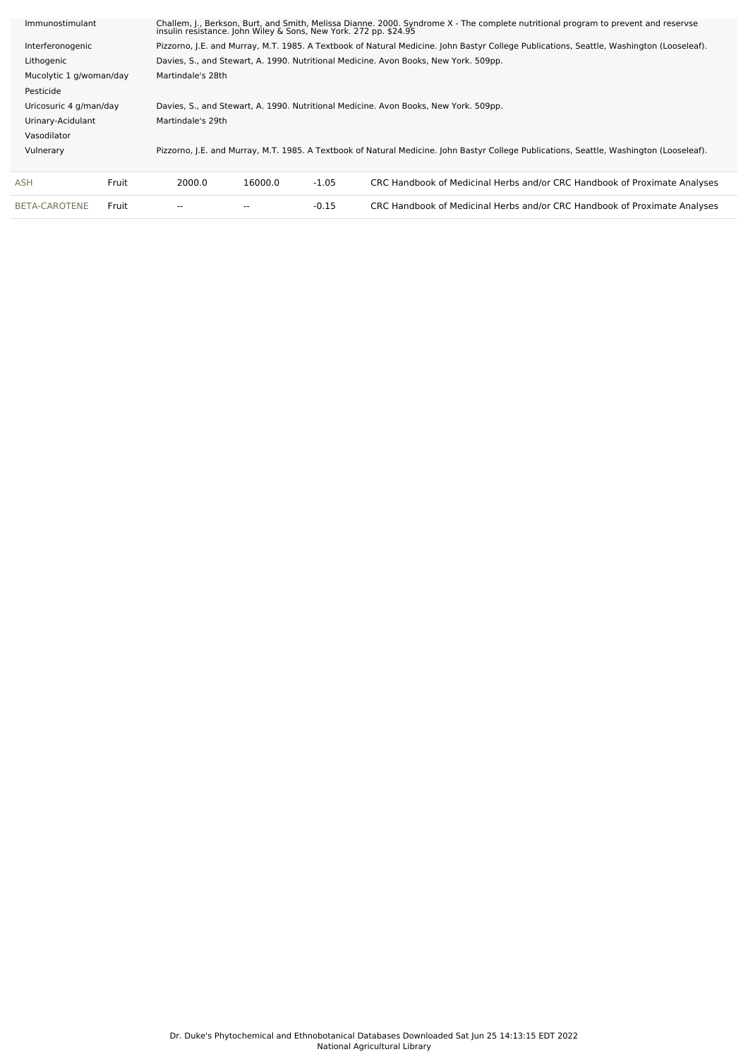| | |
|---|---|
| Immunostimulant | Challem, J., Berkson, Burt, and Smith, Melissa Dianne. 2000. Syndrome X - The complete nutritional program to prevent and reservse insulin resistance. John Wiley & Sons, New York. 272 pp. $24.95 |
| Interferonogenic | Pizzorno, J.E. and Murray, M.T. 1985. A Textbook of Natural Medicine. John Bastyr College Publications, Seattle, Washington (Looseleaf). |
| Lithogenic | Davies, S., and Stewart, A. 1990. Nutritional Medicine. Avon Books, New York. 509pp. |
| Mucolytic 1 g/woman/day | Martindale's 28th |
| Pesticide | |
| Uricosuric 4 g/man/day | Davies, S., and Stewart, A. 1990. Nutritional Medicine. Avon Books, New York. 509pp. |
| Urinary-Acidulant | Martindale's 29th |
| Vasodilator | |
| Vulnerary | Pizzorno, J.E. and Murray, M.T. 1985. A Textbook of Natural Medicine. John Bastyr College Publications, Seattle, Washington (Looseleaf). |

| | | | | | |
|---|---|---|---|---|---|
| ASH | Fruit | 2000.0 | 16000.0 | -1.05 | CRC Handbook of Medicinal Herbs and/or CRC Handbook of Proximate Analyses |
| BETA-CAROTENE | Fruit | -- | -- | -0.15 | CRC Handbook of Medicinal Herbs and/or CRC Handbook of Proximate Analyses |

Dr. Duke's Phytochemical and Ethnobotanical Databases Downloaded Sat Jun 25 14:13:15 EDT 2022
National Agricultural Library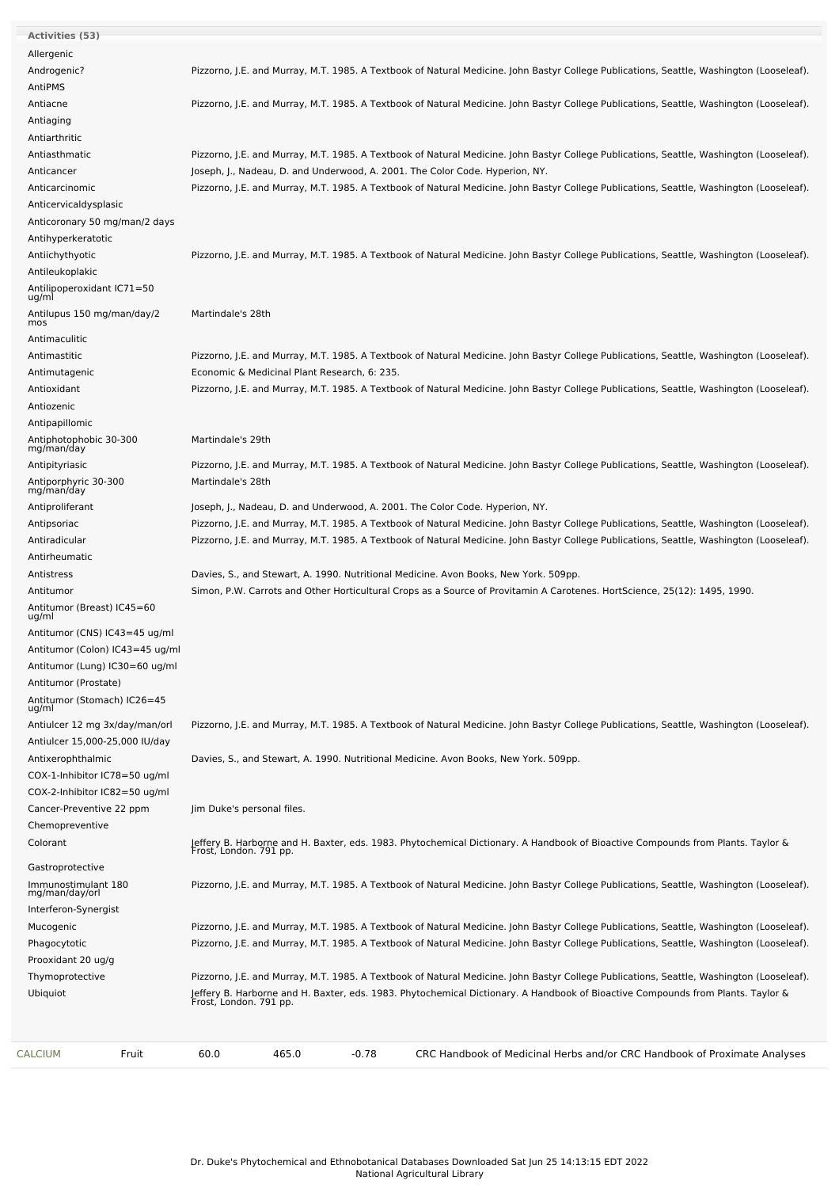| Activities (53) | |
|---|---|
| Allergenic | |
| Androgenic? | Pizzorno, J.E. and Murray, M.T. 1985. A Textbook of Natural Medicine. John Bastyr College Publications, Seattle, Washington (Looseleaf). |
| AntiPMS | |
| Antiacne | Pizzorno, J.E. and Murray, M.T. 1985. A Textbook of Natural Medicine. John Bastyr College Publications, Seattle, Washington (Looseleaf). |
| Antiaging | |
| Antiarthritic | |
| Antiasthmatic | Pizzorno, J.E. and Murray, M.T. 1985. A Textbook of Natural Medicine. John Bastyr College Publications, Seattle, Washington (Looseleaf). |
| Anticancer | Joseph, J., Nadeau, D. and Underwood, A. 2001. The Color Code. Hyperion, NY. |
| Anticarcinomic | Pizzorno, J.E. and Murray, M.T. 1985. A Textbook of Natural Medicine. John Bastyr College Publications, Seattle, Washington (Looseleaf). |
| Anticervicaldysplasic | |
| Anticoronary 50 mg/man/2 days | |
| Antihyperkeratotic | |
| Antiichythyotic | Pizzorno, J.E. and Murray, M.T. 1985. A Textbook of Natural Medicine. John Bastyr College Publications, Seattle, Washington (Looseleaf). |
| Antileukoplakic | |
| Antilipoperoxidant IC71=50 ug/ml | |
| Antilupus 150 mg/man/day/2 mos | Martindale's 28th |
| Antimaculitic | |
| Antimastitic | Pizzorno, J.E. and Murray, M.T. 1985. A Textbook of Natural Medicine. John Bastyr College Publications, Seattle, Washington (Looseleaf). |
| Antimutagenic | Economic & Medicinal Plant Research, 6: 235. |
| Antioxidant | Pizzorno, J.E. and Murray, M.T. 1985. A Textbook of Natural Medicine. John Bastyr College Publications, Seattle, Washington (Looseleaf). |
| Antiozenic | |
| Antipapillomic | |
| Antiphotophobic 30-300 mg/man/day | Martindale's 29th |
| Antipityriasic | Pizzorno, J.E. and Murray, M.T. 1985. A Textbook of Natural Medicine. John Bastyr College Publications, Seattle, Washington (Looseleaf). |
| Antiporphyric 30-300 mg/man/day | Martindale's 28th |
| Antiproliferant | Joseph, J., Nadeau, D. and Underwood, A. 2001. The Color Code. Hyperion, NY. |
| Antipsoriac | Pizzorno, J.E. and Murray, M.T. 1985. A Textbook of Natural Medicine. John Bastyr College Publications, Seattle, Washington (Looseleaf). |
| Antiradicular | Pizzorno, J.E. and Murray, M.T. 1985. A Textbook of Natural Medicine. John Bastyr College Publications, Seattle, Washington (Looseleaf). |
| Antirheumatic | |
| Antistress | Davies, S., and Stewart, A. 1990. Nutritional Medicine. Avon Books, New York. 509pp. |
| Antitumor | Simon, P.W. Carrots and Other Horticultural Crops as a Source of Provitamin A Carotenes. HortScience, 25(12): 1495, 1990. |
| Antitumor (Breast) IC45=60 ug/ml | |
| Antitumor (CNS) IC43=45 ug/ml | |
| Antitumor (Colon) IC43=45 ug/ml | |
| Antitumor (Lung) IC30=60 ug/ml | |
| Antitumor (Prostate) | |
| Antitumor (Stomach) IC26=45 ug/ml | |
| Antiulcer 12 mg 3x/day/man/orl | Pizzorno, J.E. and Murray, M.T. 1985. A Textbook of Natural Medicine. John Bastyr College Publications, Seattle, Washington (Looseleaf). |
| Antiulcer 15,000-25,000 IU/day | |
| Antixerophthalmic | Davies, S., and Stewart, A. 1990. Nutritional Medicine. Avon Books, New York. 509pp. |
| COX-1-Inhibitor IC78=50 ug/ml | |
| COX-2-Inhibitor IC82=50 ug/ml | |
| Cancer-Preventive 22 ppm | Jim Duke's personal files. |
| Chemopreventive | |
| Colorant | Jeffery B. Harborne and H. Baxter, eds. 1983. Phytochemical Dictionary. A Handbook of Bioactive Compounds from Plants. Taylor & Frost, London. 791 pp. |
| Gastroprotective | |
| Immunostimulant 180 mg/man/day/orl | Pizzorno, J.E. and Murray, M.T. 1985. A Textbook of Natural Medicine. John Bastyr College Publications, Seattle, Washington (Looseleaf). |
| Interferon-Synergist | |
| Mucogenic | Pizzorno, J.E. and Murray, M.T. 1985. A Textbook of Natural Medicine. John Bastyr College Publications, Seattle, Washington (Looseleaf). |
| Phagocytotic | Pizzorno, J.E. and Murray, M.T. 1985. A Textbook of Natural Medicine. John Bastyr College Publications, Seattle, Washington (Looseleaf). |
| Prooxidant 20 ug/g | |
| Thymoprotective | Pizzorno, J.E. and Murray, M.T. 1985. A Textbook of Natural Medicine. John Bastyr College Publications, Seattle, Washington (Looseleaf). |
| Ubiquiot | Jeffery B. Harborne and H. Baxter, eds. 1983. Phytochemical Dictionary. A Handbook of Bioactive Compounds from Plants. Taylor & Frost, London. 791 pp. |

| CALCIUM | Fruit | 60.0 | 465.0 | -0.78 | CRC Handbook of Medicinal Herbs and/or CRC Handbook of Proximate Analyses |
|---|---|---|---|---|---|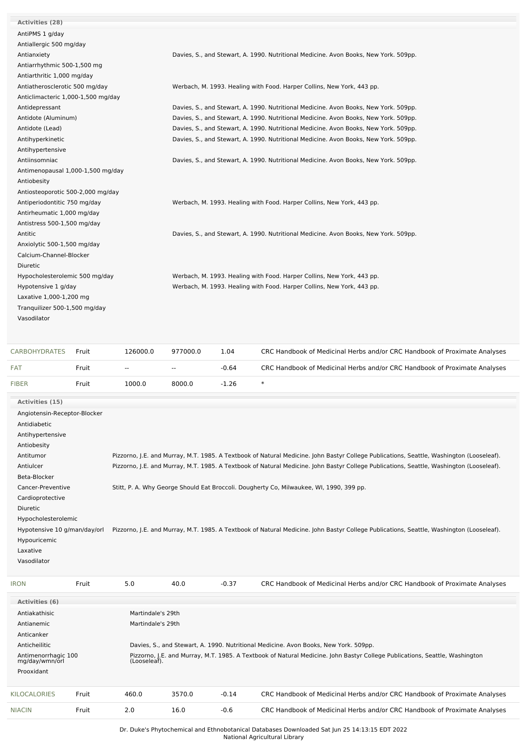**Activities (28)**

| Activity | Reference |
|---|---|
| AntiPMS 1 g/day | |
| Antiallergic 500 mg/day | |
| Antianxiety | Davies, S., and Stewart, A. 1990. Nutritional Medicine. Avon Books, New York. 509pp. |
| Antiarrhythmic 500-1,500 mg | |
| Antiarthritic 1,000 mg/day | |
| Antiatherosclerotic 500 mg/day | Werbach, M. 1993. Healing with Food. Harper Collins, New York, 443 pp. |
| Anticlimacteric 1,000-1,500 mg/day | |
| Antidepressant | Davies, S., and Stewart, A. 1990. Nutritional Medicine. Avon Books, New York. 509pp. |
| Antidote (Aluminum) | Davies, S., and Stewart, A. 1990. Nutritional Medicine. Avon Books, New York. 509pp. |
| Antidote (Lead) | Davies, S., and Stewart, A. 1990. Nutritional Medicine. Avon Books, New York. 509pp. |
| Antihyperkinetic | Davies, S., and Stewart, A. 1990. Nutritional Medicine. Avon Books, New York. 509pp. |
| Antihypertensive | |
| Antiinsomniac | Davies, S., and Stewart, A. 1990. Nutritional Medicine. Avon Books, New York. 509pp. |
| Antimenopausal 1,000-1,500 mg/day | |
| Antiobesity | |
| Antiosteoporotic 500-2,000 mg/day | |
| Antiperiodontitic 750 mg/day | Werbach, M. 1993. Healing with Food. Harper Collins, New York, 443 pp. |
| Antirheumatic 1,000 mg/day | |
| Antistress 500-1,500 mg/day | |
| Antitic | Davies, S., and Stewart, A. 1990. Nutritional Medicine. Avon Books, New York. 509pp. |
| Anxiolytic 500-1,500 mg/day | |
| Calcium-Channel-Blocker | |
| Diuretic | |
| Hypocholesterolemic 500 mg/day | Werbach, M. 1993. Healing with Food. Harper Collins, New York, 443 pp. |
| Hypotensive 1 g/day | Werbach, M. 1993. Healing with Food. Harper Collins, New York, 443 pp. |
| Laxative 1,000-1,200 mg | |
| Tranquilizer 500-1,500 mg/day | |
| Vasodilator | |

| Chemical | Part | Low | High | SD | Reference |
|---|---|---|---|---|---|
| CARBOHYDRATES | Fruit | 126000.0 | 977000.0 | 1.04 | CRC Handbook of Medicinal Herbs and/or CRC Handbook of Proximate Analyses |
| FAT | Fruit | -- | -- | -0.64 | CRC Handbook of Medicinal Herbs and/or CRC Handbook of Proximate Analyses |
| FIBER | Fruit | 1000.0 | 8000.0 | -1.26 | * |

**Activities (15)**

| Activity | Reference |
|---|---|
| Angiotensin-Receptor-Blocker | |
| Antidiabetic | |
| Antihypertensive | |
| Antiobesity | |
| Antitumor | Pizzorno, J.E. and Murray, M.T. 1985. A Textbook of Natural Medicine. John Bastyr College Publications, Seattle, Washington (Looseleaf). |
| Antiulcer | Pizzorno, J.E. and Murray, M.T. 1985. A Textbook of Natural Medicine. John Bastyr College Publications, Seattle, Washington (Looseleaf). |
| Beta-Blocker | |
| Cancer-Preventive | Stitt, P. A. Why George Should Eat Broccoli. Dougherty Co, Milwaukee, WI, 1990, 399 pp. |
| Cardioprotective | |
| Diuretic | |
| Hypocholesterolemic | |
| Hypotensive 10 g/man/day/orl | Pizzorno, J.E. and Murray, M.T. 1985. A Textbook of Natural Medicine. John Bastyr College Publications, Seattle, Washington (Looseleaf). |
| Hypouricemic | |
| Laxative | |
| Vasodilator | |

| Chemical | Part | Low | High | SD | Reference |
|---|---|---|---|---|---|
| IRON | Fruit | 5.0 | 40.0 | -0.37 | CRC Handbook of Medicinal Herbs and/or CRC Handbook of Proximate Analyses |

**Activities (6)**

| Activity | Reference |
|---|---|
| Antiakathisic | Martindale's 29th |
| Antianemic | Martindale's 29th |
| Anticanker | |
| Anticheilitic | Davies, S., and Stewart, A. 1990. Nutritional Medicine. Avon Books, New York. 509pp. |
| Antimenorrhagic 100 mg/day/wmn/orl | Pizzorno, J.E. and Murray, M.T. 1985. A Textbook of Natural Medicine. John Bastyr College Publications, Seattle, Washington (Looseleaf). |
| Prooxidant | |

| Chemical | Part | Low | High | SD | Reference |
|---|---|---|---|---|---|
| KILOCALORIES | Fruit | 460.0 | 3570.0 | -0.14 | CRC Handbook of Medicinal Herbs and/or CRC Handbook of Proximate Analyses |
| NIACIN | Fruit | 2.0 | 16.0 | -0.6 | CRC Handbook of Medicinal Herbs and/or CRC Handbook of Proximate Analyses |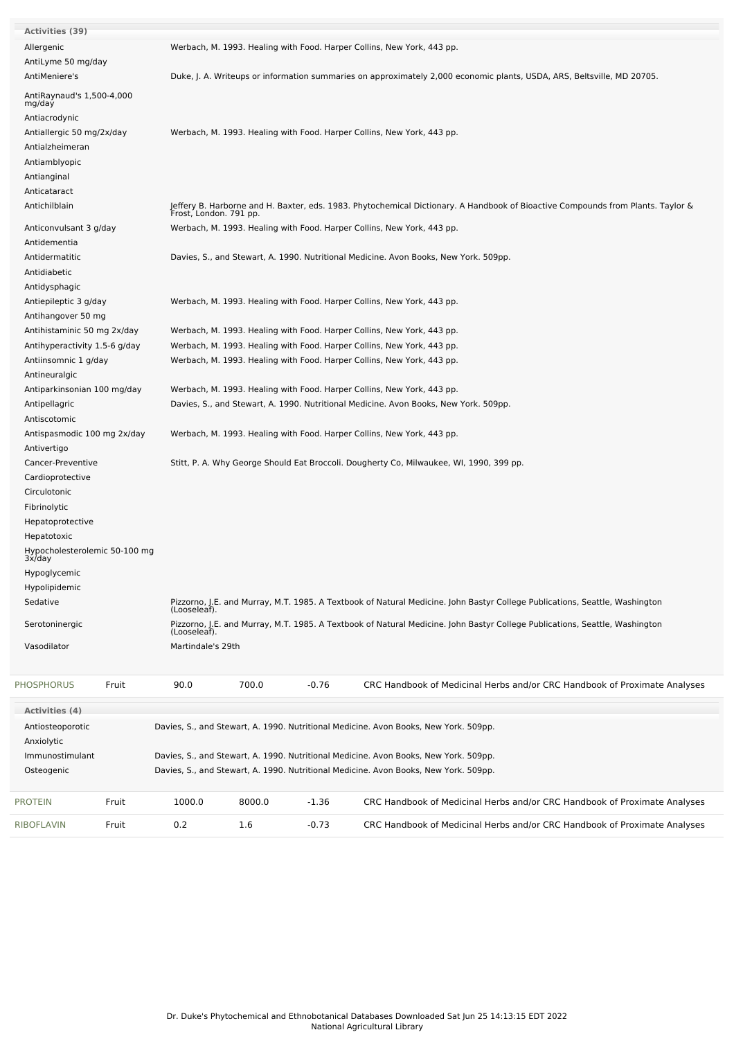**Activities (39)**

| Activity | Reference |
|---|---|
| Allergenic | Werbach, M. 1993. Healing with Food. Harper Collins, New York, 443 pp. |
| AntiLyme 50 mg/day | |
| AntiMeniere's | Duke, J. A. Writeups or information summaries on approximately 2,000 economic plants, USDA, ARS, Beltsville, MD 20705. |
| AntiRaynaud's 1,500-4,000 mg/day | |
| Antiacrodynic | |
| Antiallergic 50 mg/2x/day | Werbach, M. 1993. Healing with Food. Harper Collins, New York, 443 pp. |
| Antialzheimeran | |
| Antiamblyopic | |
| Antianginal | |
| Anticataract | |
| Antichilblain | Jeffery B. Harborne and H. Baxter, eds. 1983. Phytochemical Dictionary. A Handbook of Bioactive Compounds from Plants. Taylor & Frost, London. 791 pp. |
| Anticonvulsant 3 g/day | Werbach, M. 1993. Healing with Food. Harper Collins, New York, 443 pp. |
| Antidementia | |
| Antidermatitic | Davies, S., and Stewart, A. 1990. Nutritional Medicine. Avon Books, New York. 509pp. |
| Antidiabetic | |
| Antidysphagic | |
| Antiepileptic 3 g/day | Werbach, M. 1993. Healing with Food. Harper Collins, New York, 443 pp. |
| Antihangover 50 mg | |
| Antihistaminic 50 mg 2x/day | Werbach, M. 1993. Healing with Food. Harper Collins, New York, 443 pp. |
| Antihyperactivity 1.5-6 g/day | Werbach, M. 1993. Healing with Food. Harper Collins, New York, 443 pp. |
| Antiinsomnic 1 g/day | Werbach, M. 1993. Healing with Food. Harper Collins, New York, 443 pp. |
| Antineuralgic | |
| Antiparkinsonian 100 mg/day | Werbach, M. 1993. Healing with Food. Harper Collins, New York, 443 pp. |
| Antipellagric | Davies, S., and Stewart, A. 1990. Nutritional Medicine. Avon Books, New York. 509pp. |
| Antiscotomic | |
| Antispasmodic 100 mg 2x/day | Werbach, M. 1993. Healing with Food. Harper Collins, New York, 443 pp. |
| Antivertigo | |
| Cancer-Preventive | Stitt, P. A. Why George Should Eat Broccoli. Dougherty Co, Milwaukee, WI, 1990, 399 pp. |
| Cardioprotective | |
| Circulotonic | |
| Fibrinolytic | |
| Hepatoprotective | |
| Hepatotoxic | |
| Hypocholesterolemic 50-100 mg 3x/day | |
| Hypoglycemic | |
| Hypolipidemic | |
| Sedative | Pizzorno, J.E. and Murray, M.T. 1985. A Textbook of Natural Medicine. John Bastyr College Publications, Seattle, Washington (Looseleaf). |
| Serotoninergic | Pizzorno, J.E. and Murray, M.T. 1985. A Textbook of Natural Medicine. John Bastyr College Publications, Seattle, Washington (Looseleaf). |
| Vasodilator | Martindale's 29th |

| Chemical | Part | Low | High | SD | Reference |
|---|---|---|---|---|---|
| PHOSPHORUS | Fruit | 90.0 | 700.0 | -0.76 | CRC Handbook of Medicinal Herbs and/or CRC Handbook of Proximate Analyses |

**Activities (4)**

| Activity | Reference |
|---|---|
| Antiosteoporotic | Davies, S., and Stewart, A. 1990. Nutritional Medicine. Avon Books, New York. 509pp. |
| Anxiolytic | |
| Immunostimulant | Davies, S., and Stewart, A. 1990. Nutritional Medicine. Avon Books, New York. 509pp. |
| Osteogenic | Davies, S., and Stewart, A. 1990. Nutritional Medicine. Avon Books, New York. 509pp. |

| Chemical | Part | Low | High | SD | Reference |
|---|---|---|---|---|---|
| PROTEIN | Fruit | 1000.0 | 8000.0 | -1.36 | CRC Handbook of Medicinal Herbs and/or CRC Handbook of Proximate Analyses |
| RIBOFLAVIN | Fruit | 0.2 | 1.6 | -0.73 | CRC Handbook of Medicinal Herbs and/or CRC Handbook of Proximate Analyses |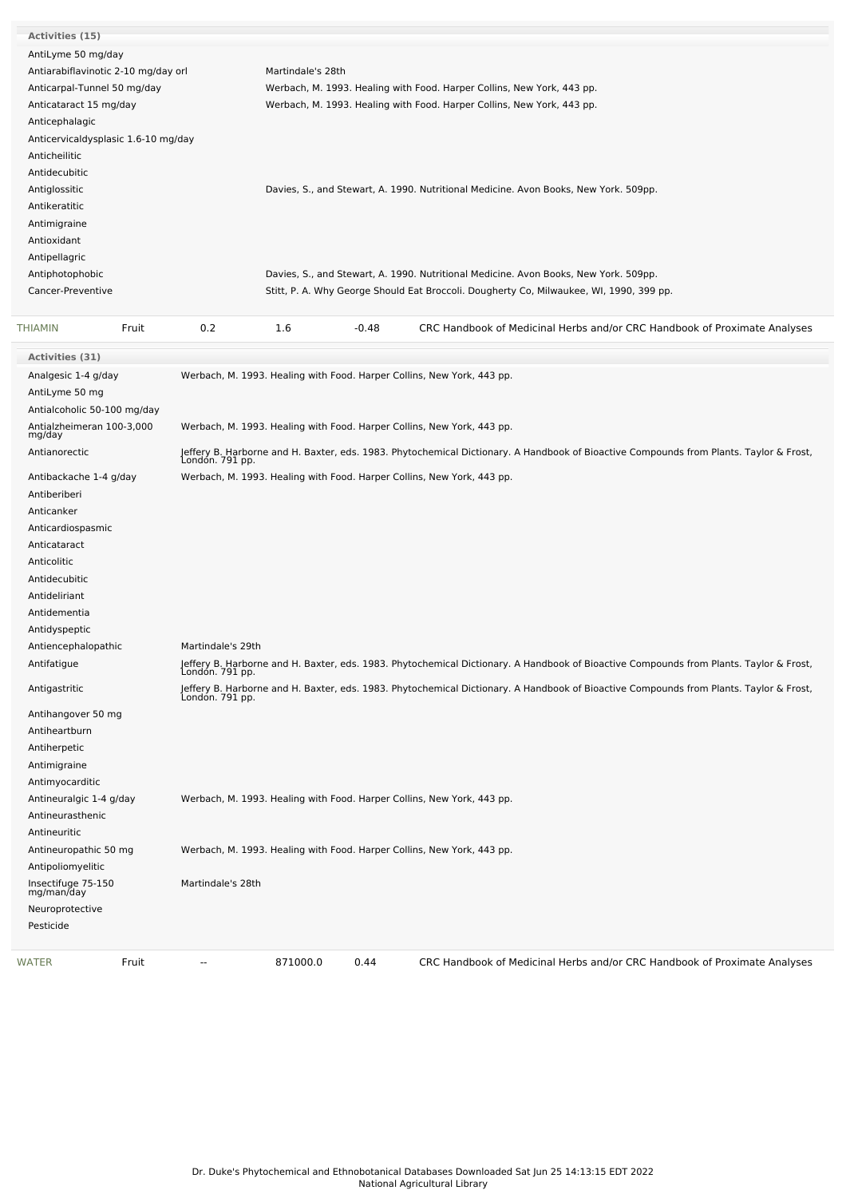**Activities (15)**

| | |
|---|---|
| AntiLyme 50 mg/day | |
| Antiarabiflavinotic 2-10 mg/day orl | Martindale's 28th |
| Anticarpal-Tunnel 50 mg/day | Werbach, M. 1993. Healing with Food. Harper Collins, New York, 443 pp. |
| Anticataract 15 mg/day | Werbach, M. 1993. Healing with Food. Harper Collins, New York, 443 pp. |
| Anticephalagic | |
| Anticervicaldysplasic 1.6-10 mg/day | |
| Anticheilitic | |
| Antidecubitic | |
| Antiglossitic | Davies, S., and Stewart, A. 1990. Nutritional Medicine. Avon Books, New York. 509pp. |
| Antikeratitic | |
| Antimigraine | |
| Antioxidant | |
| Antipellagric | |
| Antiphotophobic | Davies, S., and Stewart, A. 1990. Nutritional Medicine. Avon Books, New York. 509pp. |
| Cancer-Preventive | Stitt, P. A. Why George Should Eat Broccoli. Dougherty Co, Milwaukee, WI, 1990, 399 pp. |

| | | | | | |
|---|---|---|---|---|---|
| THIAMIN | Fruit | 0.2 | 1.6 | -0.48 | CRC Handbook of Medicinal Herbs and/or CRC Handbook of Proximate Analyses |

**Activities (31)**

| | |
|---|---|
| Analgesic 1-4 g/day | Werbach, M. 1993. Healing with Food. Harper Collins, New York, 443 pp. |
| AntiLyme 50 mg | |
| Antialcoholic 50-100 mg/day | |
| Antialzheimeran 100-3,000 mg/day | Werbach, M. 1993. Healing with Food. Harper Collins, New York, 443 pp. |
| Antianorectic | Jeffery B. Harborne and H. Baxter, eds. 1983. Phytochemical Dictionary. A Handbook of Bioactive Compounds from Plants. Taylor & Frost, London. 791 pp. |
| Antibackache 1-4 g/day | Werbach, M. 1993. Healing with Food. Harper Collins, New York, 443 pp. |
| Antiberiberi | |
| Anticanker | |
| Anticardiospasmic | |
| Anticataract | |
| Anticolitic | |
| Antidecubitic | |
| Antideliriant | |
| Antidementia | |
| Antidyspeptic | |
| Antiencephalopathic | Martindale's 29th |
| Antifatigue | Jeffery B. Harborne and H. Baxter, eds. 1983. Phytochemical Dictionary. A Handbook of Bioactive Compounds from Plants. Taylor & Frost, London. 791 pp. |
| Antigastritic | Jeffery B. Harborne and H. Baxter, eds. 1983. Phytochemical Dictionary. A Handbook of Bioactive Compounds from Plants. Taylor & Frost, London. 791 pp. |
| Antihangover 50 mg | |
| Antiheartburn | |
| Antiherpetic | |
| Antimigraine | |
| Antimyocarditic | |
| Antineuralgic 1-4 g/day | Werbach, M. 1993. Healing with Food. Harper Collins, New York, 443 pp. |
| Antineurasthenic | |
| Antineuritic | |
| Antineuropathic 50 mg | Werbach, M. 1993. Healing with Food. Harper Collins, New York, 443 pp. |
| Antipoliomyelitic | |
| Insectifuge 75-150 mg/man/day | Martindale's 28th |
| Neuroprotective | |
| Pesticide | |

| | | | | | |
|---|---|---|---|---|---|
| WATER | Fruit | -- | 871000.0 | 0.44 | CRC Handbook of Medicinal Herbs and/or CRC Handbook of Proximate Analyses |

Dr. Duke's Phytochemical and Ethnobotanical Databases Downloaded Sat Jun 25 14:13:15 EDT 2022
National Agricultural Library